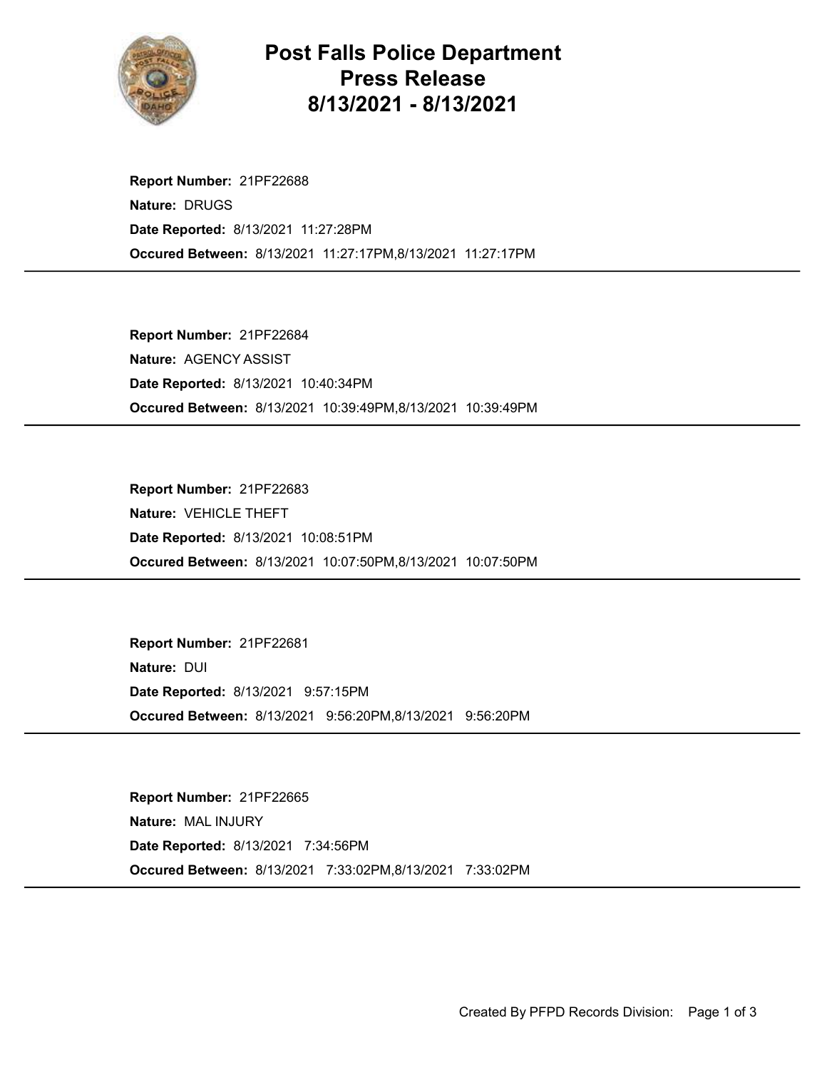# Post Falls Police Department Press Release 8/13/2021 - 8/13/2021

**Report Number:** 21PF22688
**Nature:** DRUGS
**Date Reported:** 8/13/2021 11:27:28PM
**Occured Between:** 8/13/2021 11:27:17PM,8/13/2021 11:27:17PM

---

**Report Number:** 21PF22684
**Nature:** AGENCY ASSIST
**Date Reported:** 8/13/2021 10:40:34PM
**Occured Between:** 8/13/2021 10:39:49PM,8/13/2021 10:39:49PM

---

**Report Number:** 21PF22683
**Nature:** VEHICLE THEFT
**Date Reported:** 8/13/2021 10:08:51PM
**Occured Between:** 8/13/2021 10:07:50PM,8/13/2021 10:07:50PM

---

**Report Number:** 21PF22681
**Nature:** DUI
**Date Reported:** 8/13/2021 9:57:15PM
**Occured Between:** 8/13/2021 9:56:20PM,8/13/2021 9:56:20PM

---

**Report Number:** 21PF22665
**Nature:** MAL INJURY
**Date Reported:** 8/13/2021 7:34:56PM
**Occured Between:** 8/13/2021 7:33:02PM,8/13/2021 7:33:02PM

---

Created By PFPD Records Division: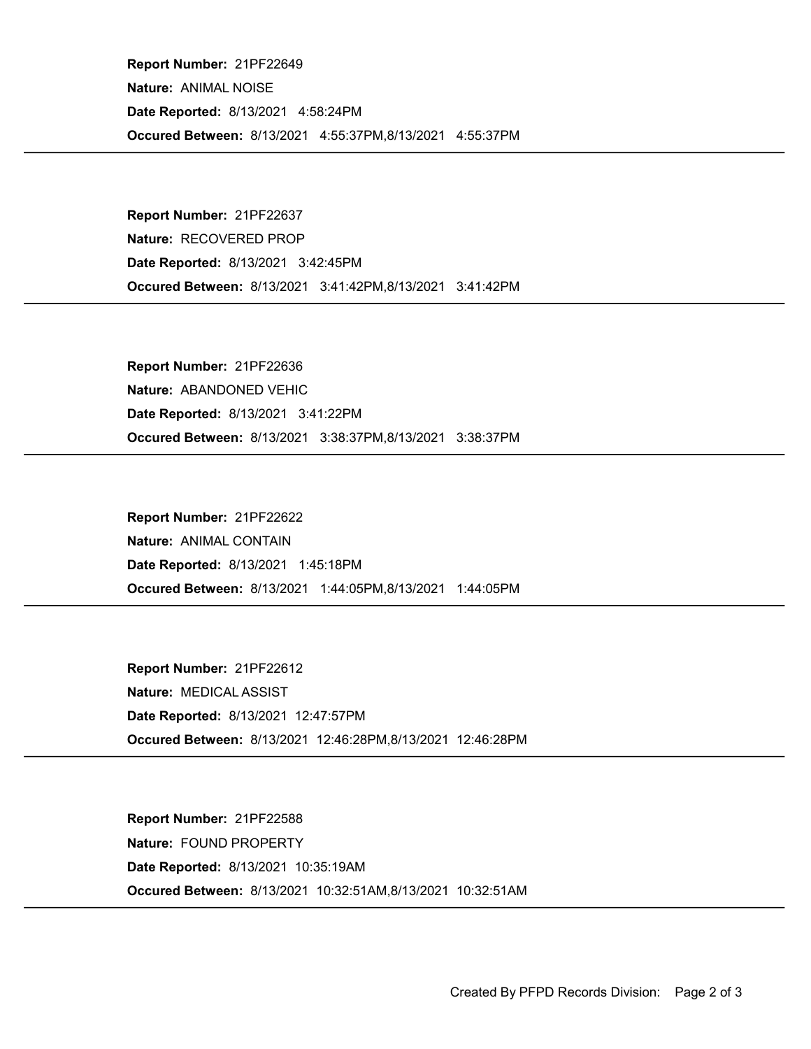**Report Number:** 21PF22649

**Nature:** ANIMAL NOISE

**Date Reported:** 8/13/2021 4:58:24PM

**Occured Between:** 8/13/2021 4:55:37PM,8/13/2021 4:55:37PM

---

**Report Number:** 21PF22637

**Nature:** RECOVERED PROP

**Date Reported:** 8/13/2021 3:42:45PM

**Occured Between:** 8/13/2021 3:41:42PM,8/13/2021 3:41:42PM

---

**Report Number:** 21PF22636

**Nature:** ABANDONED VEHIC

**Date Reported:** 8/13/2021 3:41:22PM

**Occured Between:** 8/13/2021 3:38:37PM,8/13/2021 3:38:37PM

---

**Report Number:** 21PF22622

**Nature:** ANIMAL CONTAIN

**Date Reported:** 8/13/2021 1:45:18PM

**Occured Between:** 8/13/2021 1:44:05PM,8/13/2021 1:44:05PM

---

**Report Number:** 21PF22612

**Nature:** MEDICAL ASSIST

**Date Reported:** 8/13/2021 12:47:57PM

**Occured Between:** 8/13/2021 12:46:28PM,8/13/2021 12:46:28PM

---

**Report Number:** 21PF22588

**Nature:** FOUND PROPERTY

**Date Reported:** 8/13/2021 10:35:19AM

**Occured Between:** 8/13/2021 10:32:51AM,8/13/2021 10:32:51AM

---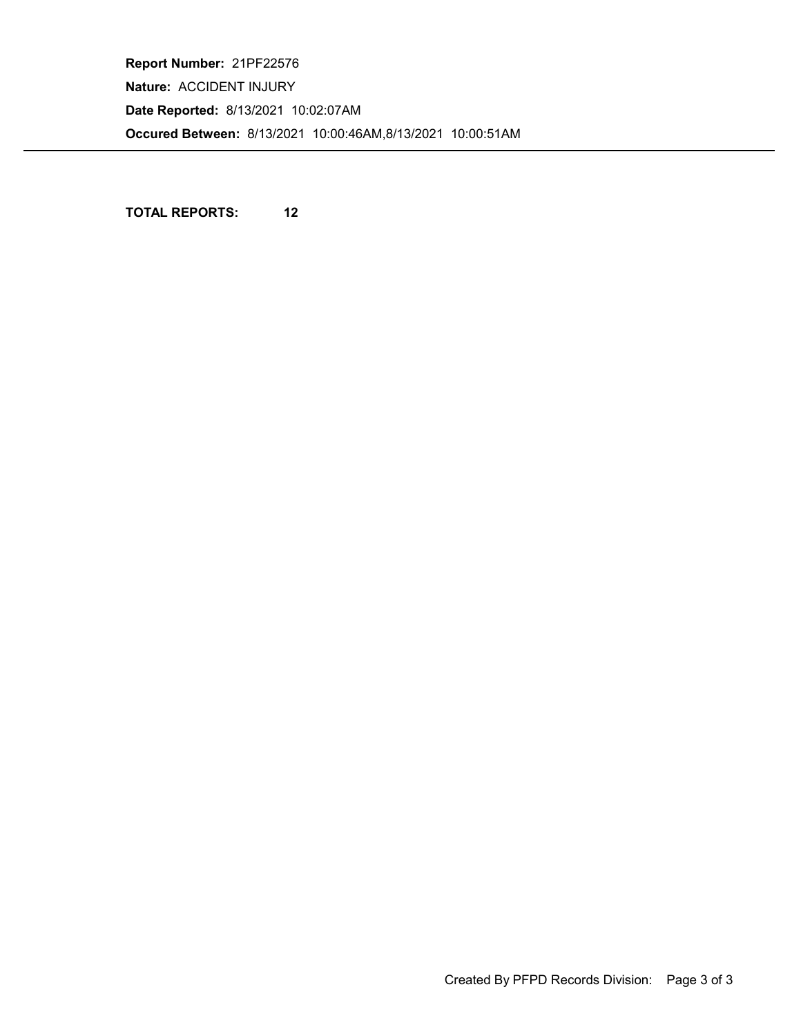**Report Number:** 21PF22576

**Nature:** ACCIDENT INJURY

**Date Reported:** 8/13/2021 10:02:07AM

**Occured Between:** 8/13/2021 10:00:46AM,8/13/2021 10:00:51AM

---

**TOTAL REPORTS: 12**